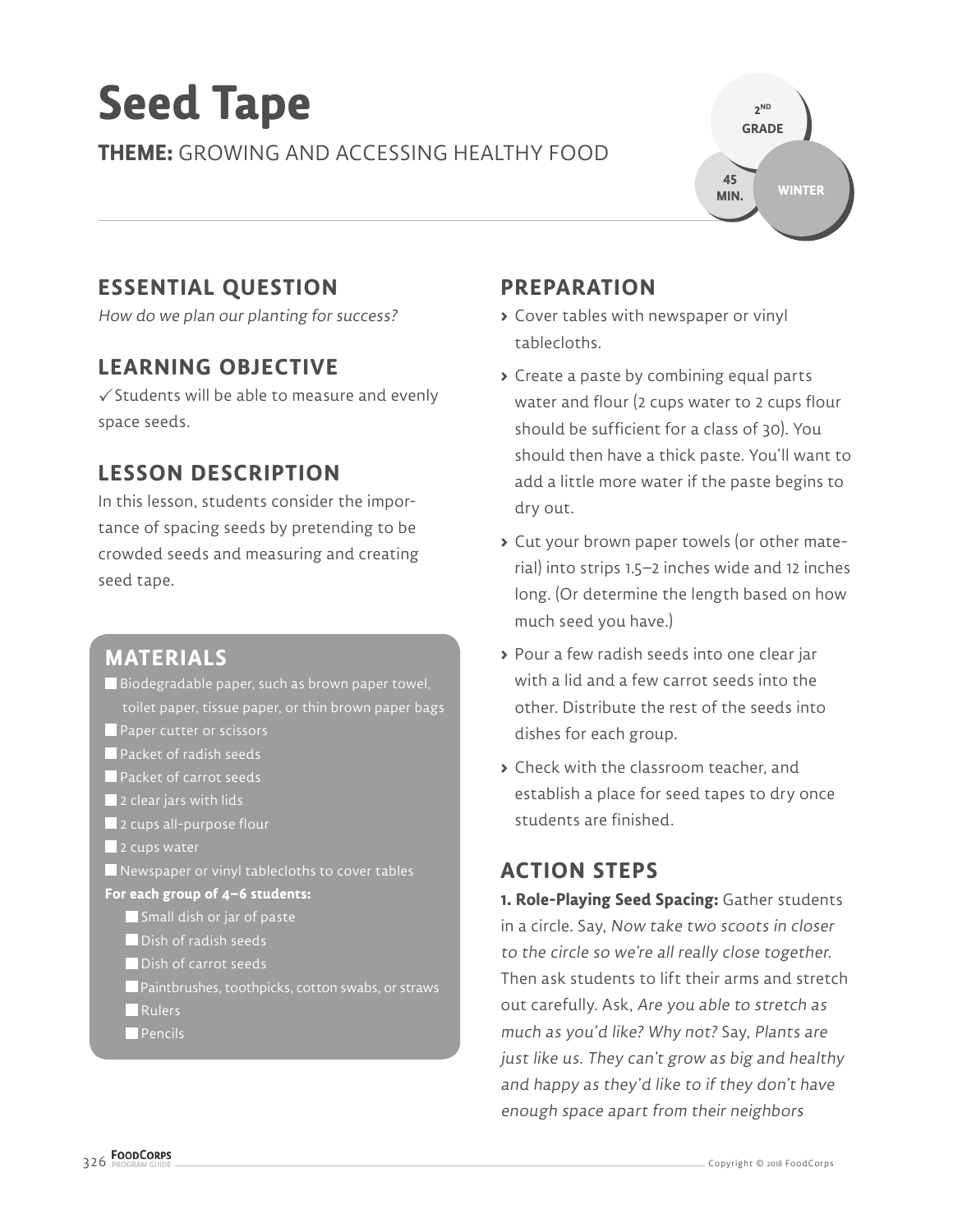# Seed Tape

**THEME:** GROWING AND ACCESSING HEALTHY FOOD

2ND GRADE | 45 MIN. | WINTER

## ESSENTIAL QUESTION

*How do we plan our planting for success?*

## LEARNING OBJECTIVE

✓ Students will be able to measure and evenly space seeds.

## LESSON DESCRIPTION

In this lesson, students consider the importance of spacing seeds by pretending to be crowded seeds and measuring and creating seed tape.

## MATERIALS

- Biodegradable paper, such as brown paper towel, toilet paper, tissue paper, or thin brown paper bags
- Paper cutter or scissors
- Packet of radish seeds
- Packet of carrot seeds
- 2 clear jars with lids
- 2 cups all-purpose flour
- 2 cups water
- Newspaper or vinyl tablecloths to cover tables

**For each group of 4–6 students:**

- Small dish or jar of paste
- Dish of radish seeds
- Dish of carrot seeds
- Paintbrushes, toothpicks, cotton swabs, or straws
- Rulers
- Pencils

## PREPARATION

- Cover tables with newspaper or vinyl tablecloths.
- Create a paste by combining equal parts water and flour (2 cups water to 2 cups flour should be sufficient for a class of 30). You should then have a thick paste. You'll want to add a little more water if the paste begins to dry out.
- Cut your brown paper towels (or other material) into strips 1.5–2 inches wide and 12 inches long. (Or determine the length based on how much seed you have.)
- Pour a few radish seeds into one clear jar with a lid and a few carrot seeds into the other. Distribute the rest of the seeds into dishes for each group.
- Check with the classroom teacher, and establish a place for seed tapes to dry once students are finished.

## ACTION STEPS

**1. Role-Playing Seed Spacing:** Gather students in a circle. Say, *Now take two scoots in closer to the circle so we're all really close together.* Then ask students to lift their arms and stretch out carefully. Ask, *Are you able to stretch as much as you'd like? Why not?* Say, *Plants are just like us. They can't grow as big and healthy and happy as they'd like to if they don't have enough space apart from their neighbors*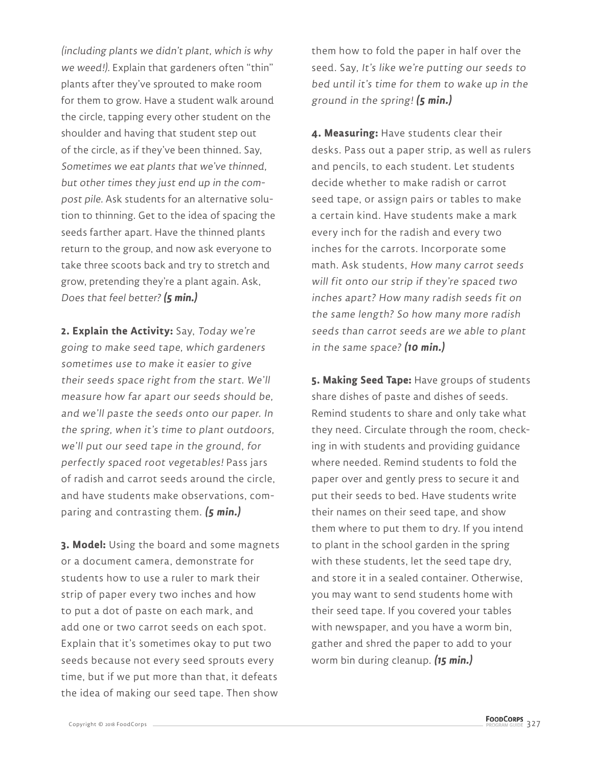*(including plants we didn't plant, which is why we weed!).* Explain that gardeners often "thin" plants after they've sprouted to make room for them to grow. Have a student walk around the circle, tapping every other student on the shoulder and having that student step out of the circle, as if they've been thinned. Say, *Sometimes we eat plants that we've thinned, but other times they just end up in the compost pile.* Ask students for an alternative solution to thinning. Get to the idea of spacing the seeds farther apart. Have the thinned plants return to the group, and now ask everyone to take three scoots back and try to stretch and grow, pretending they're a plant again. Ask, *Does that feel better?* ***(5 min.)***

**2. Explain the Activity:** Say, *Today we're going to make seed tape, which gardeners sometimes use to make it easier to give their seeds space right from the start. We'll measure how far apart our seeds should be, and we'll paste the seeds onto our paper. In the spring, when it's time to plant outdoors, we'll put our seed tape in the ground, for perfectly spaced root vegetables!* Pass jars of radish and carrot seeds around the circle, and have students make observations, comparing and contrasting them. ***(5 min.)***

**3. Model:** Using the board and some magnets or a document camera, demonstrate for students how to use a ruler to mark their strip of paper every two inches and how to put a dot of paste on each mark, and add one or two carrot seeds on each spot. Explain that it's sometimes okay to put two seeds because not every seed sprouts every time, but if we put more than that, it defeats the idea of making our seed tape. Then show them how to fold the paper in half over the seed. Say, *It's like we're putting our seeds to bed until it's time for them to wake up in the ground in the spring!* ***(5 min.)***

**4. Measuring:** Have students clear their desks. Pass out a paper strip, as well as rulers and pencils, to each student. Let students decide whether to make radish or carrot seed tape, or assign pairs or tables to make a certain kind. Have students make a mark every inch for the radish and every two inches for the carrots. Incorporate some math. Ask students, *How many carrot seeds will fit onto our strip if they're spaced two inches apart? How many radish seeds fit on the same length? So how many more radish seeds than carrot seeds are we able to plant in the same space?* ***(10 min.)***

**5. Making Seed Tape:** Have groups of students share dishes of paste and dishes of seeds. Remind students to share and only take what they need. Circulate through the room, checking in with students and providing guidance where needed. Remind students to fold the paper over and gently press to secure it and put their seeds to bed. Have students write their names on their seed tape, and show them where to put them to dry. If you intend to plant in the school garden in the spring with these students, let the seed tape dry, and store it in a sealed container. Otherwise, you may want to send students home with their seed tape. If you covered your tables with newspaper, and you have a worm bin, gather and shred the paper to add to your worm bin during cleanup. ***(15 min.)***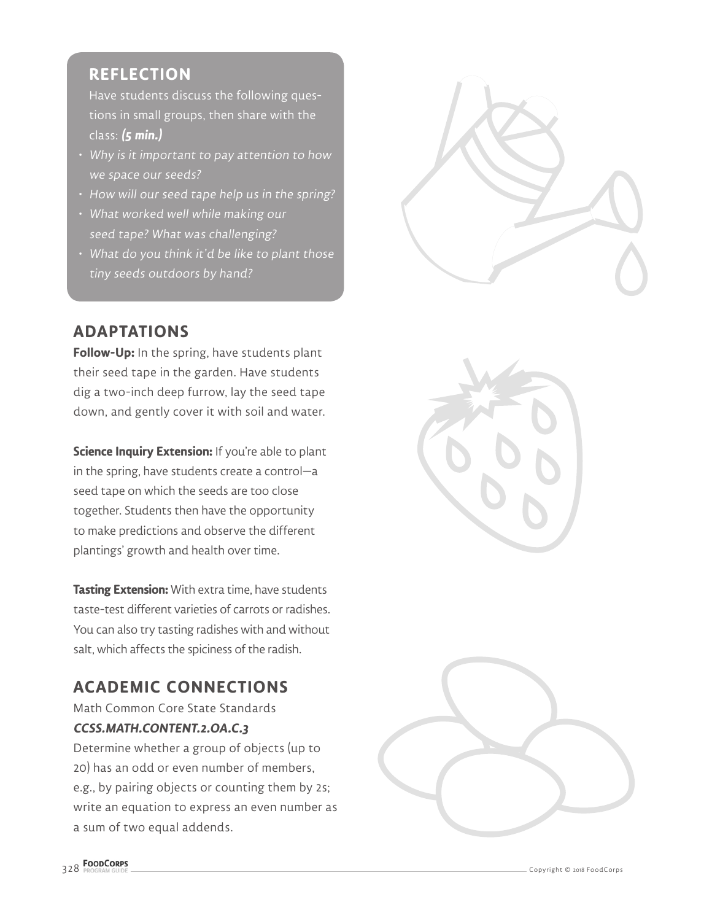## REFLECTION

Have students discuss the following questions in small groups, then share with the class: ***(5 min.)***

- *Why is it important to pay attention to how we space our seeds?*
- *How will our seed tape help us in the spring?*
- *What worked well while making our seed tape? What was challenging?*
- *What do you think it'd be like to plant those tiny seeds outdoors by hand?*

## ADAPTATIONS

**Follow-Up:** In the spring, have students plant their seed tape in the garden. Have students dig a two-inch deep furrow, lay the seed tape down, and gently cover it with soil and water.

**Science Inquiry Extension:** If you're able to plant in the spring, have students create a control—a seed tape on which the seeds are too close together. Students then have the opportunity to make predictions and observe the different plantings' growth and health over time.

**Tasting Extension:** With extra time, have students taste-test different varieties of carrots or radishes. You can also try tasting radishes with and without salt, which affects the spiciness of the radish.

## ACADEMIC CONNECTIONS

Math Common Core State Standards

***CCSS.MATH.CONTENT.2.OA.C.3***

Determine whether a group of objects (up to 20) has an odd or even number of members, e.g., by pairing objects or counting them by 2s; write an equation to express an even number as a sum of two equal addends.